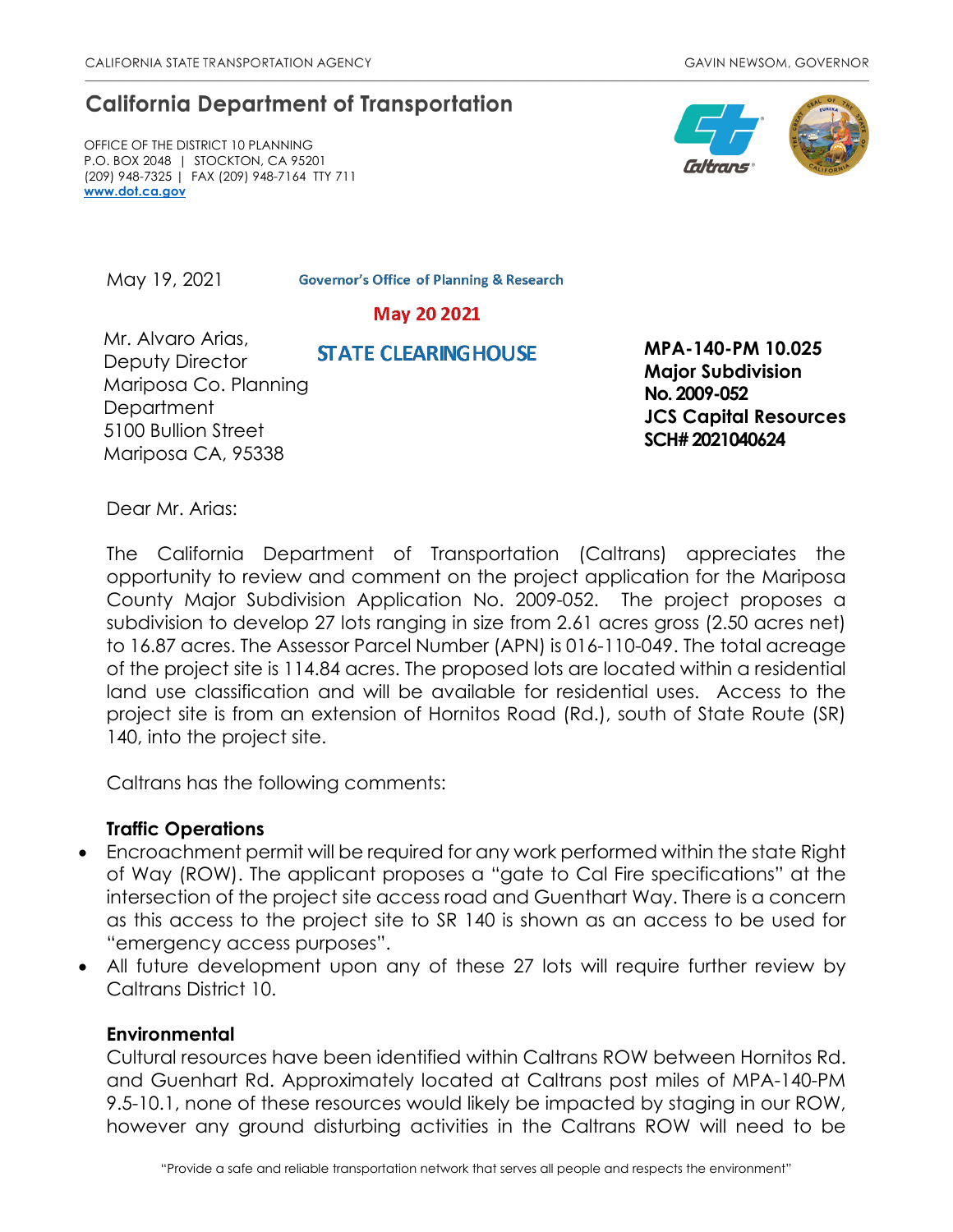CALIFORNIA STATE TRANSPORTATION AGENCY GAVIN NEWSOM, GOVERNOR

# California Department of Transportation

OFFICE OF THE DISTRICT 10 PLANNING
P.O. BOX 2048 | STOCKTON, CA 95201
(209) 948-7325 | FAX (209) 948-7164 TTY 711
www.dot.ca.gov

May 19, 2021

Governor's Office of Planning & Research

May 20 2021

STATE CLEARINGHOUSE

Mr. Alvaro Arias,
Deputy Director
Mariposa Co. Planning Department
5100 Bullion Street
Mariposa CA, 95338

**MPA-140-PM 10.025**
**Major Subdivision No. 2009-052**
**JCS Capital Resources**
**SCH# 2021040624**

Dear Mr. Arias:

The California Department of Transportation (Caltrans) appreciates the opportunity to review and comment on the project application for the Mariposa County Major Subdivision Application No. 2009-052. The project proposes a subdivision to develop 27 lots ranging in size from 2.61 acres gross (2.50 acres net) to 16.87 acres. The Assessor Parcel Number (APN) is 016-110-049. The total acreage of the project site is 114.84 acres. The proposed lots are located within a residential land use classification and will be available for residential uses. Access to the project site is from an extension of Hornitos Road (Rd.), south of State Route (SR) 140, into the project site.

Caltrans has the following comments:

**Traffic Operations**

- Encroachment permit will be required for any work performed within the state Right of Way (ROW). The applicant proposes a "gate to Cal Fire specifications" at the intersection of the project site access road and Guenthart Way. There is a concern as this access to the project site to SR 140 is shown as an access to be used for "emergency access purposes".
- All future development upon any of these 27 lots will require further review by Caltrans District 10.

**Environmental**

Cultural resources have been identified within Caltrans ROW between Hornitos Rd. and Guenhart Rd. Approximately located at Caltrans post miles of MPA-140-PM 9.5-10.1, none of these resources would likely be impacted by staging in our ROW, however any ground disturbing activities in the Caltrans ROW will need to be

"Provide a safe and reliable transportation network that serves all people and respects the environment"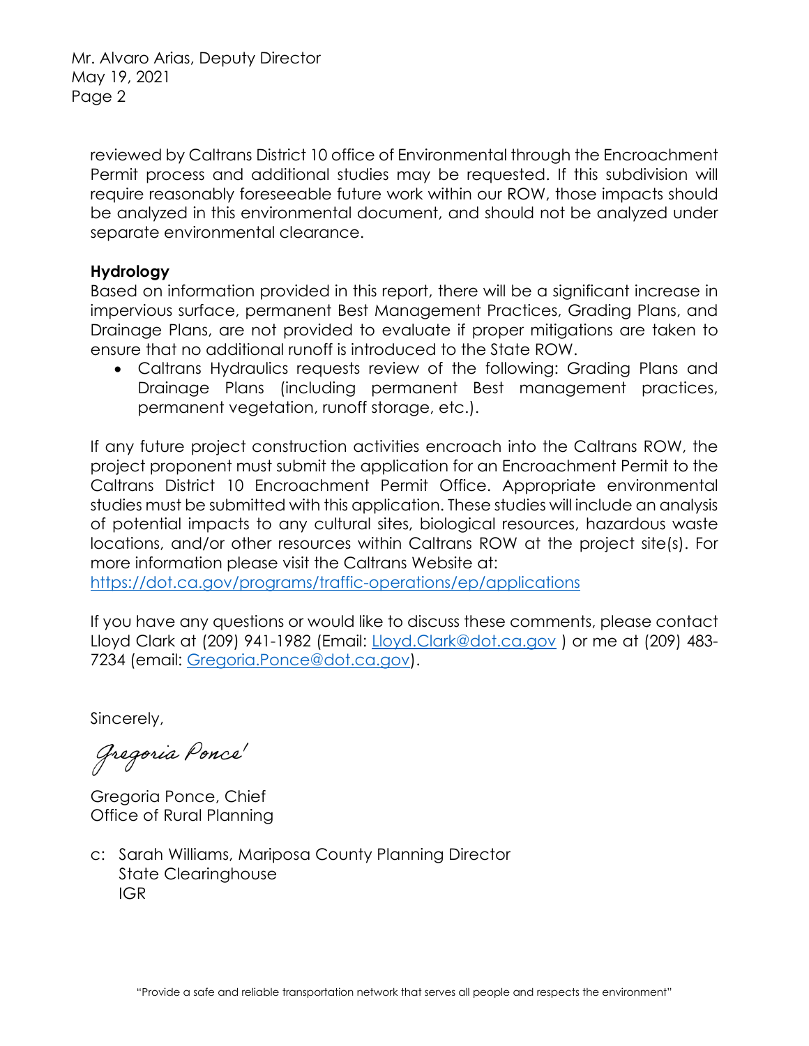reviewed by Caltrans District 10 office of Environmental through the Encroachment Permit process and additional studies may be requested. If this subdivision will require reasonably foreseeable future work within our ROW, those impacts should be analyzed in this environmental document, and should not be analyzed under separate environmental clearance.

**Hydrology**
Based on information provided in this report, there will be a significant increase in impervious surface, permanent Best Management Practices, Grading Plans, and Drainage Plans, are not provided to evaluate if proper mitigations are taken to ensure that no additional runoff is introduced to the State ROW.

- Caltrans Hydraulics requests review of the following: Grading Plans and Drainage Plans (including permanent Best management practices, permanent vegetation, runoff storage, etc.).

If any future project construction activities encroach into the Caltrans ROW, the project proponent must submit the application for an Encroachment Permit to the Caltrans District 10 Encroachment Permit Office. Appropriate environmental studies must be submitted with this application. These studies will include an analysis of potential impacts to any cultural sites, biological resources, hazardous waste locations, and/or other resources within Caltrans ROW at the project site(s). For more information please visit the Caltrans Website at:
https://dot.ca.gov/programs/traffic-operations/ep/applications

If you have any questions or would like to discuss these comments, please contact Lloyd Clark at (209) 941-1982 (Email: Lloyd.Clark@dot.ca.gov ) or me at (209) 483-7234 (email: Gregoria.Ponce@dot.ca.gov).

Sincerely,

Gregoria Ponce

Gregoria Ponce, Chief
Office of Rural Planning

c: Sarah Williams, Mariposa County Planning Director
State Clearinghouse
IGR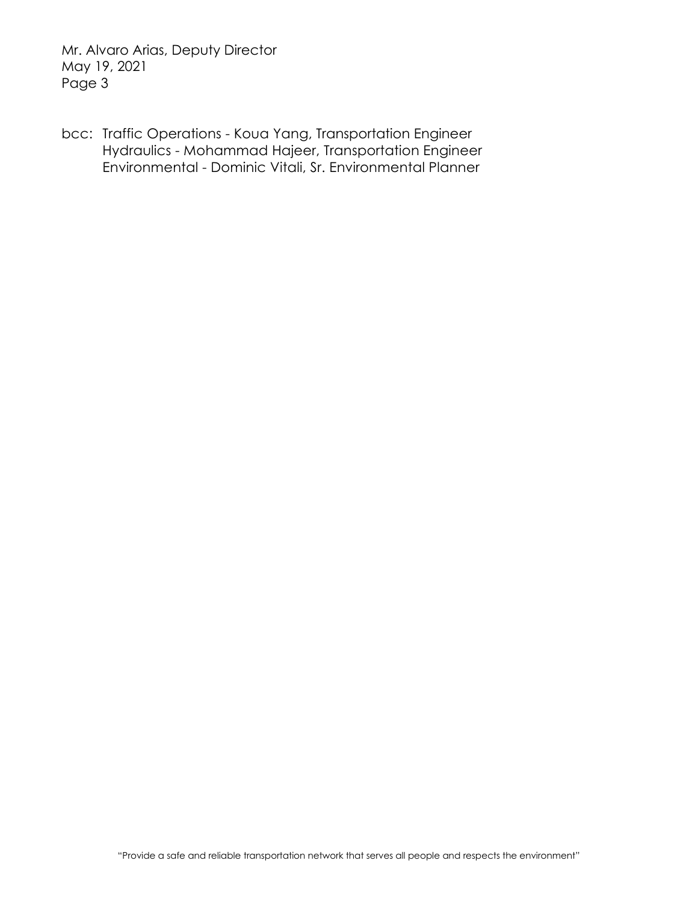bcc: Traffic Operations - Koua Yang, Transportation Engineer
Hydraulics - Mohammad Hajeer, Transportation Engineer
Environmental - Dominic Vitali, Sr. Environmental Planner